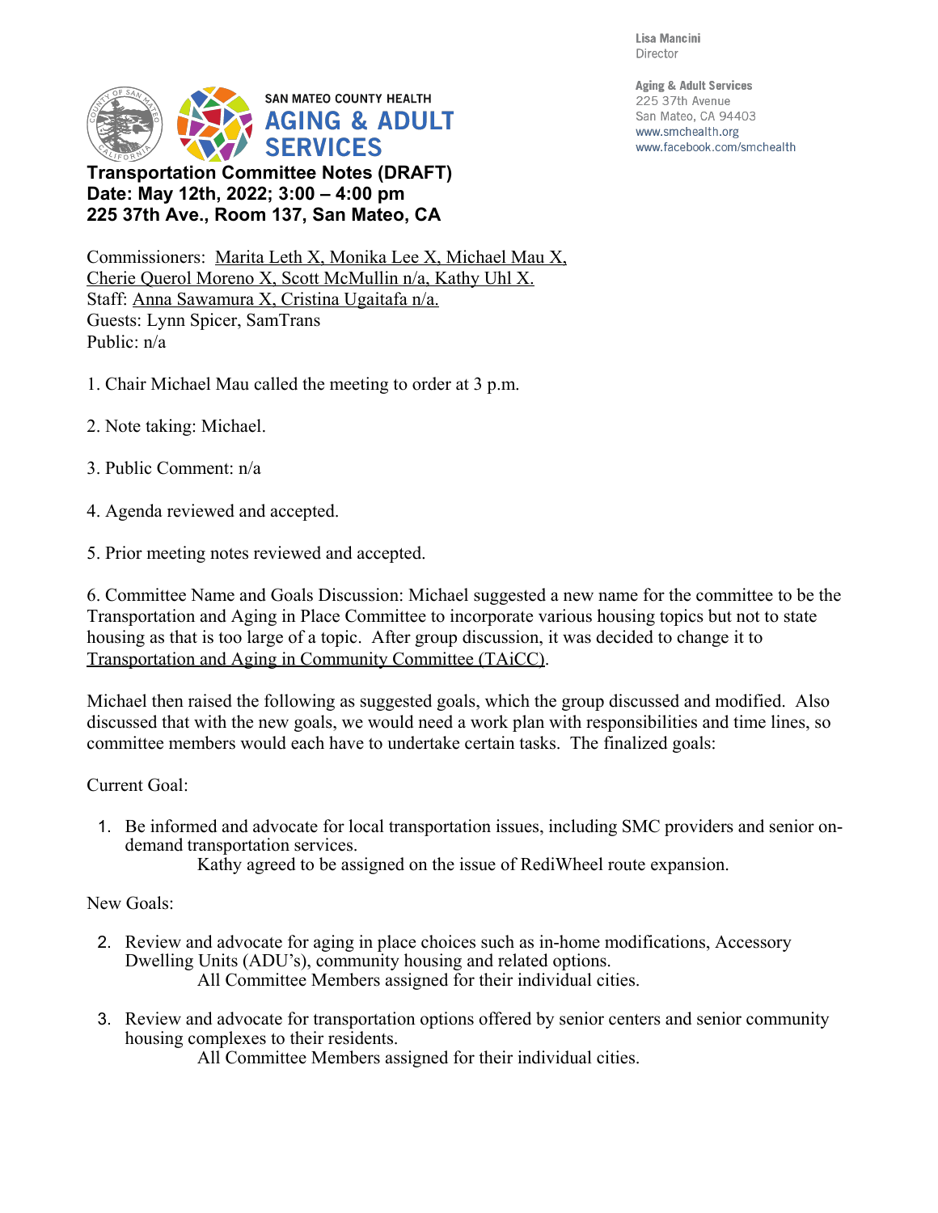Lisa Mancini
Director

**Aging & Adult Services**
225 37th Avenue
San Mateo, CA 94403
www.smchealth.org
www.facebook.com/smchealth

SAN MATEO COUNTY HEALTH
**AGING & ADULT SERVICES**

**Transportation Committee Notes (DRAFT)**
**Date: May 12th, 2022; 3:00 – 4:00 pm**
**225 37th Ave., Room 137, San Mateo, CA**

Commissioners: Marita Leth X, Monika Lee X, Michael Mau X, Cherie Querol Moreno X, Scott McMullin n/a, Kathy Uhl X.
Staff: Anna Sawamura X, Cristina Ugaitafa n/a.
Guests: Lynn Spicer, SamTrans
Public: n/a

1. Chair Michael Mau called the meeting to order at 3 p.m.

2. Note taking: Michael.

3. Public Comment: n/a

4. Agenda reviewed and accepted.

5. Prior meeting notes reviewed and accepted.

6. Committee Name and Goals Discussion: Michael suggested a new name for the committee to be the Transportation and Aging in Place Committee to incorporate various housing topics but not to state housing as that is too large of a topic. After group discussion, it was decided to change it to Transportation and Aging in Community Committee (TAiCC).

Michael then raised the following as suggested goals, which the group discussed and modified. Also discussed that with the new goals, we would need a work plan with responsibilities and time lines, so committee members would each have to undertake certain tasks. The finalized goals:

Current Goal:

1. Be informed and advocate for local transportation issues, including SMC providers and senior on-demand transportation services.
   Kathy agreed to be assigned on the issue of RediWheel route expansion.

New Goals:

2. Review and advocate for aging in place choices such as in-home modifications, Accessory Dwelling Units (ADU's), community housing and related options.
   All Committee Members assigned for their individual cities.

3. Review and advocate for transportation options offered by senior centers and senior community housing complexes to their residents.
   All Committee Members assigned for their individual cities.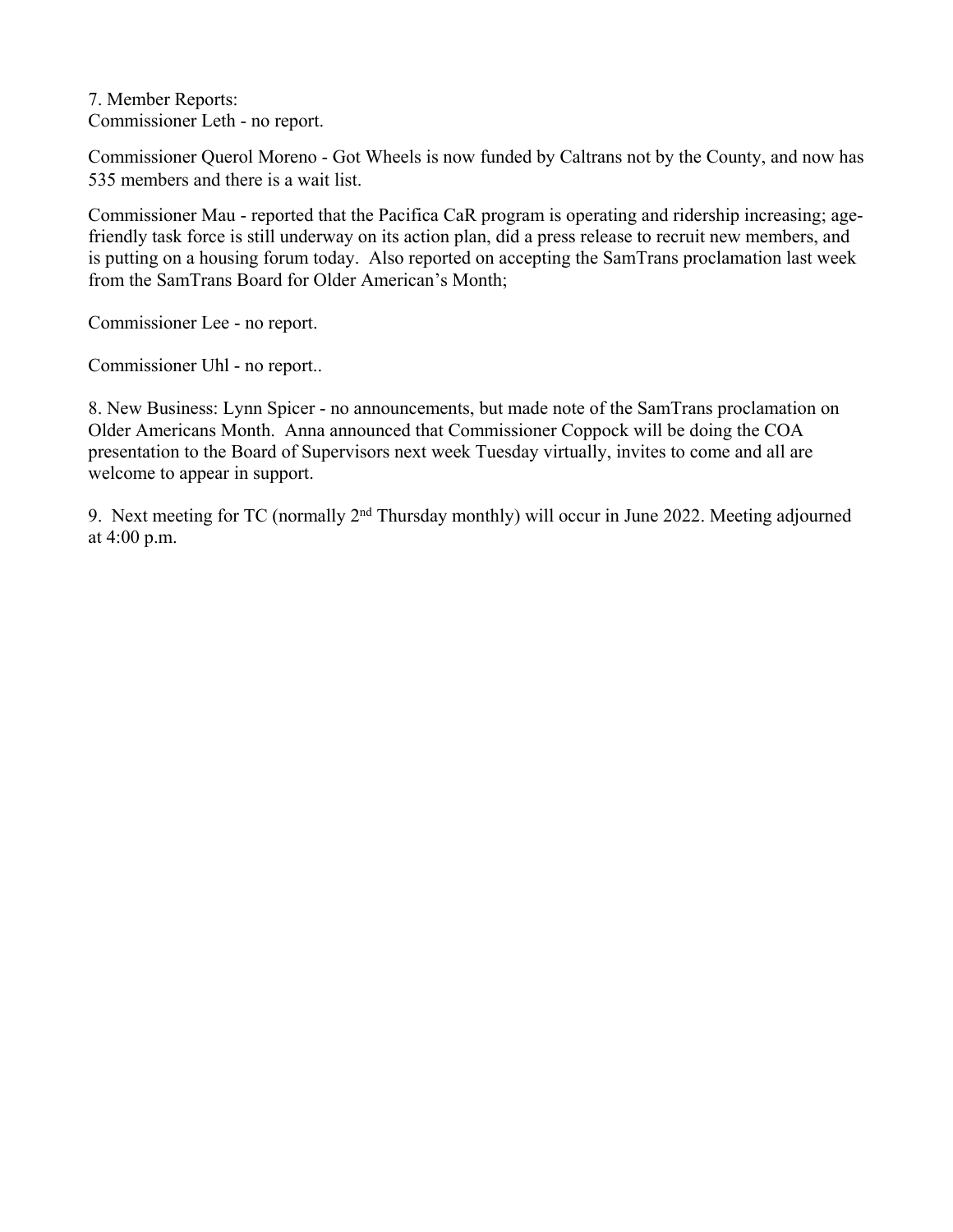7. Member Reports:
Commissioner Leth - no report.

Commissioner Querol Moreno - Got Wheels is now funded by Caltrans not by the County, and now has 535 members and there is a wait list.

Commissioner Mau - reported that the Pacifica CaR program is operating and ridership increasing; age-friendly task force is still underway on its action plan, did a press release to recruit new members, and is putting on a housing forum today. Also reported on accepting the SamTrans proclamation last week from the SamTrans Board for Older American's Month;

Commissioner Lee - no report.

Commissioner Uhl - no report..

8. New Business: Lynn Spicer - no announcements, but made note of the SamTrans proclamation on Older Americans Month. Anna announced that Commissioner Coppock will be doing the COA presentation to the Board of Supervisors next week Tuesday virtually, invites to come and all are welcome to appear in support.

9. Next meeting for TC (normally 2nd Thursday monthly) will occur in June 2022. Meeting adjourned at 4:00 p.m.